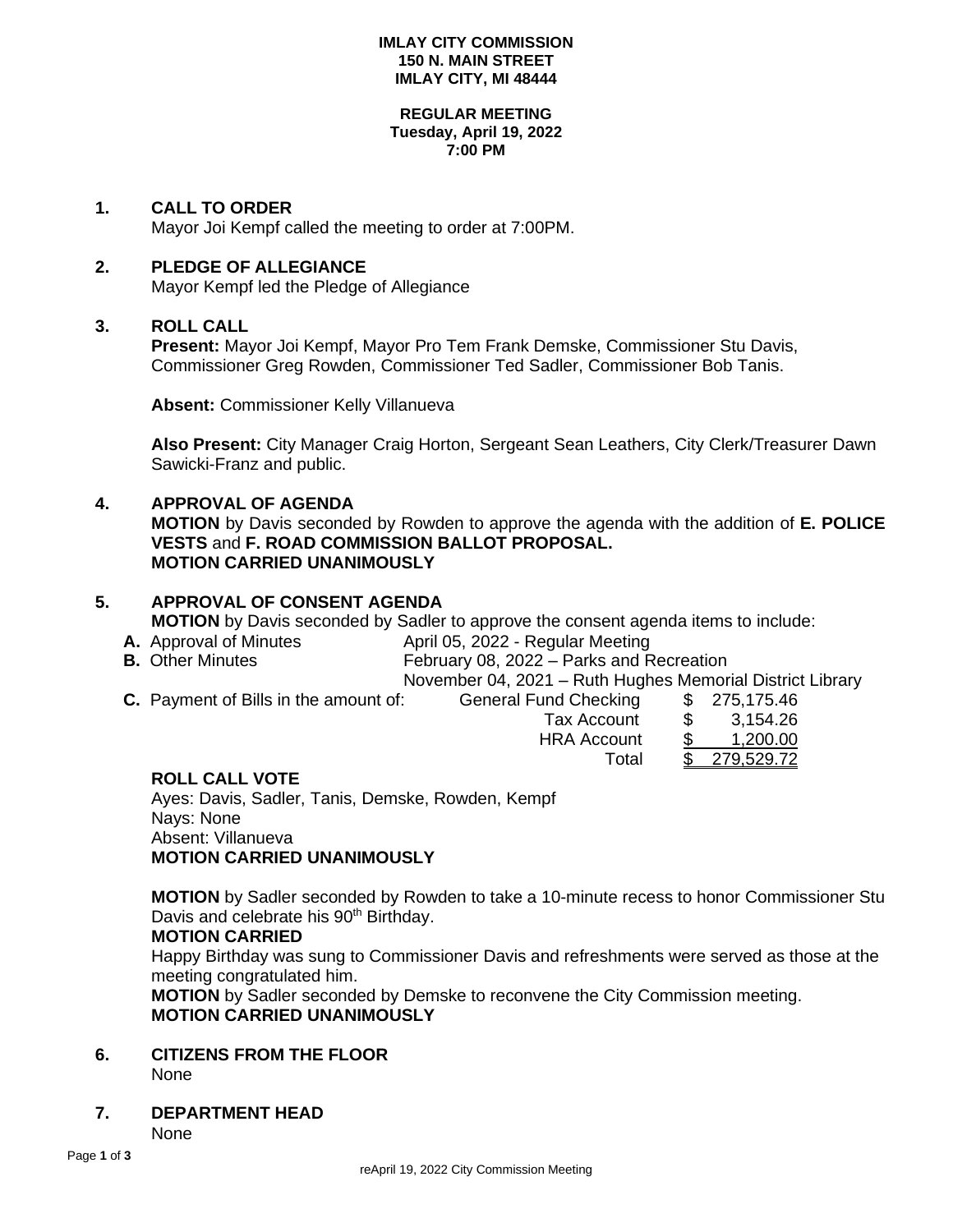**IMLAY CITY COMMISSION**
**150 N. MAIN STREET**
**IMLAY CITY, MI 48444**

**REGULAR MEETING**
**Tuesday, April 19, 2022**
**7:00 PM**

**1. CALL TO ORDER**
Mayor Joi Kempf called the meeting to order at 7:00PM.

**2. PLEDGE OF ALLEGIANCE**
Mayor Kempf led the Pledge of Allegiance

**3. ROLL CALL**
**Present:** Mayor Joi Kempf, Mayor Pro Tem Frank Demske, Commissioner Stu Davis, Commissioner Greg Rowden, Commissioner Ted Sadler, Commissioner Bob Tanis.

**Absent:** Commissioner Kelly Villanueva

**Also Present:** City Manager Craig Horton, Sergeant Sean Leathers, City Clerk/Treasurer Dawn Sawicki-Franz and public.

**4. APPROVAL OF AGENDA**
**MOTION** by Davis seconded by Rowden to approve the agenda with the addition of **E. POLICE VESTS** and **F. ROAD COMMISSION BALLOT PROPOSAL.**
**MOTION CARRIED UNANIMOUSLY**

**5. APPROVAL OF CONSENT AGENDA**
**MOTION** by Davis seconded by Sadler to approve the consent agenda items to include:

**A.** Approval of Minutes — April 05, 2022 - Regular Meeting
**B.** Other Minutes — February 08, 2022 – Parks and Recreation
November 04, 2021 – Ruth Hughes Memorial District Library
**C.** Payment of Bills in the amount of:

| | |
|---|---|
| General Fund Checking | $ 275,175.46 |
| Tax Account | $ 3,154.26 |
| HRA Account | $ 1,200.00 |
| Total | $ 279,529.72 |

**ROLL CALL VOTE**
Ayes: Davis, Sadler, Tanis, Demske, Rowden, Kempf
Nays: None
Absent: Villanueva
**MOTION CARRIED UNANIMOUSLY**

**MOTION** by Sadler seconded by Rowden to take a 10-minute recess to honor Commissioner Stu Davis and celebrate his 90th Birthday.
**MOTION CARRIED**
Happy Birthday was sung to Commissioner Davis and refreshments were served as those at the meeting congratulated him.
**MOTION** by Sadler seconded by Demske to reconvene the City Commission meeting.
**MOTION CARRIED UNANIMOUSLY**

**6. CITIZENS FROM THE FLOOR**
None

**7. DEPARTMENT HEAD**
None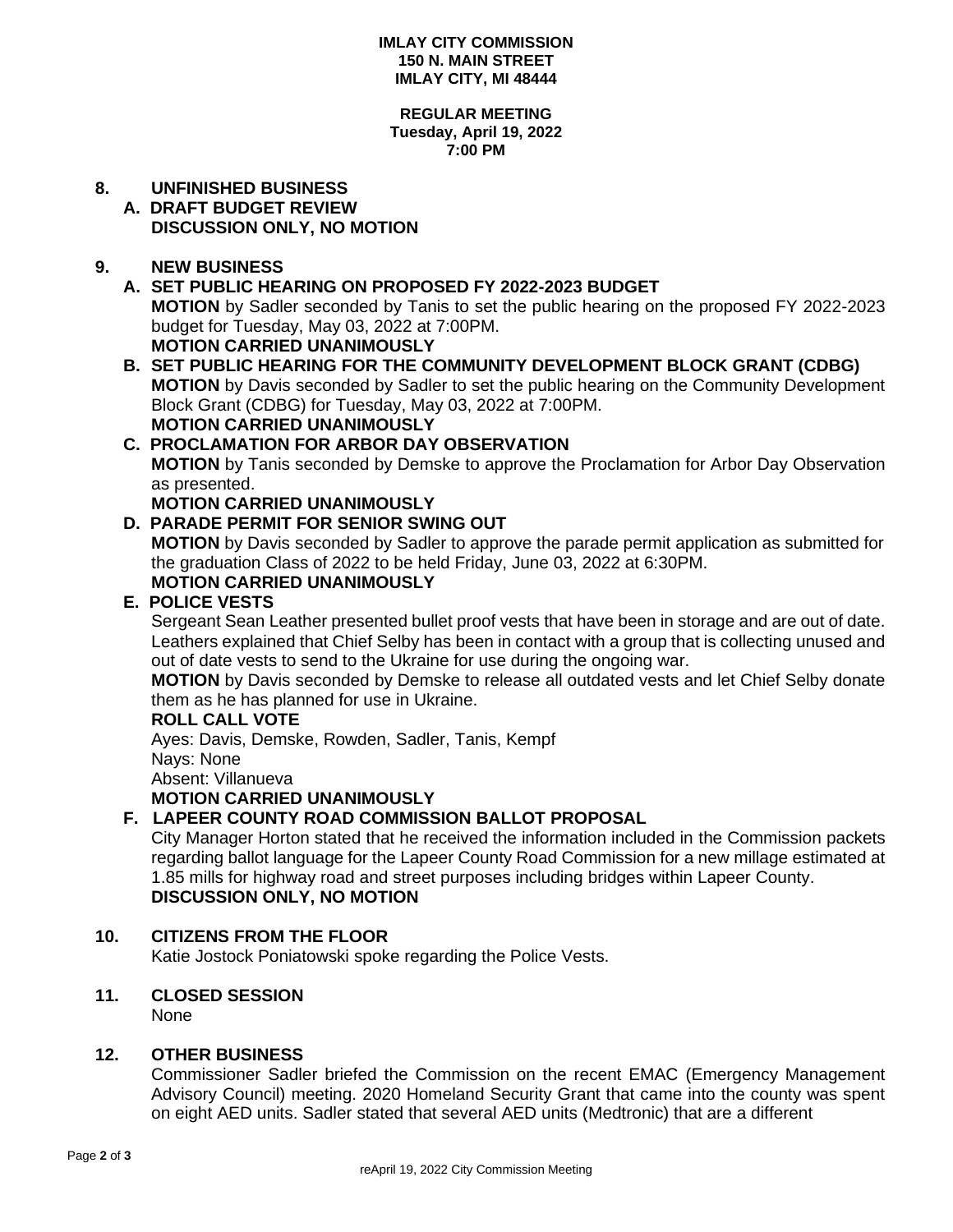**IMLAY CITY COMMISSION**
**150 N. MAIN STREET**
**IMLAY CITY, MI 48444**

**REGULAR MEETING**
**Tuesday, April 19, 2022**
**7:00 PM**

## 8. UNFINISHED BUSINESS

**A. DRAFT BUDGET REVIEW**
**DISCUSSION ONLY, NO MOTION**

## 9. NEW BUSINESS

**A. SET PUBLIC HEARING ON PROPOSED FY 2022-2023 BUDGET**
**MOTION** by Sadler seconded by Tanis to set the public hearing on the proposed FY 2022-2023 budget for Tuesday, May 03, 2022 at 7:00PM.
**MOTION CARRIED UNANIMOUSLY**

**B. SET PUBLIC HEARING FOR THE COMMUNITY DEVELOPMENT BLOCK GRANT (CDBG)**
**MOTION** by Davis seconded by Sadler to set the public hearing on the Community Development Block Grant (CDBG) for Tuesday, May 03, 2022 at 7:00PM.
**MOTION CARRIED UNANIMOUSLY**

**C. PROCLAMATION FOR ARBOR DAY OBSERVATION**
**MOTION** by Tanis seconded by Demske to approve the Proclamation for Arbor Day Observation as presented.
**MOTION CARRIED UNANIMOUSLY**

**D. PARADE PERMIT FOR SENIOR SWING OUT**
**MOTION** by Davis seconded by Sadler to approve the parade permit application as submitted for the graduation Class of 2022 to be held Friday, June 03, 2022 at 6:30PM.
**MOTION CARRIED UNANIMOUSLY**

**E. POLICE VESTS**
Sergeant Sean Leather presented bullet proof vests that have been in storage and are out of date. Leathers explained that Chief Selby has been in contact with a group that is collecting unused and out of date vests to send to the Ukraine for use during the ongoing war.
**MOTION** by Davis seconded by Demske to release all outdated vests and let Chief Selby donate them as he has planned for use in Ukraine.
**ROLL CALL VOTE**
Ayes: Davis, Demske, Rowden, Sadler, Tanis, Kempf
Nays: None
Absent: Villanueva
**MOTION CARRIED UNANIMOUSLY**

**F. LAPEER COUNTY ROAD COMMISSION BALLOT PROPOSAL**
City Manager Horton stated that he received the information included in the Commission packets regarding ballot language for the Lapeer County Road Commission for a new millage estimated at 1.85 mills for highway road and street purposes including bridges within Lapeer County.
**DISCUSSION ONLY, NO MOTION**

## 10. CITIZENS FROM THE FLOOR

Katie Jostock Poniatowski spoke regarding the Police Vests.

## 11. CLOSED SESSION

None

## 12. OTHER BUSINESS

Commissioner Sadler briefed the Commission on the recent EMAC (Emergency Management Advisory Council) meeting. 2020 Homeland Security Grant that came into the county was spent on eight AED units. Sadler stated that several AED units (Medtronic) that are a different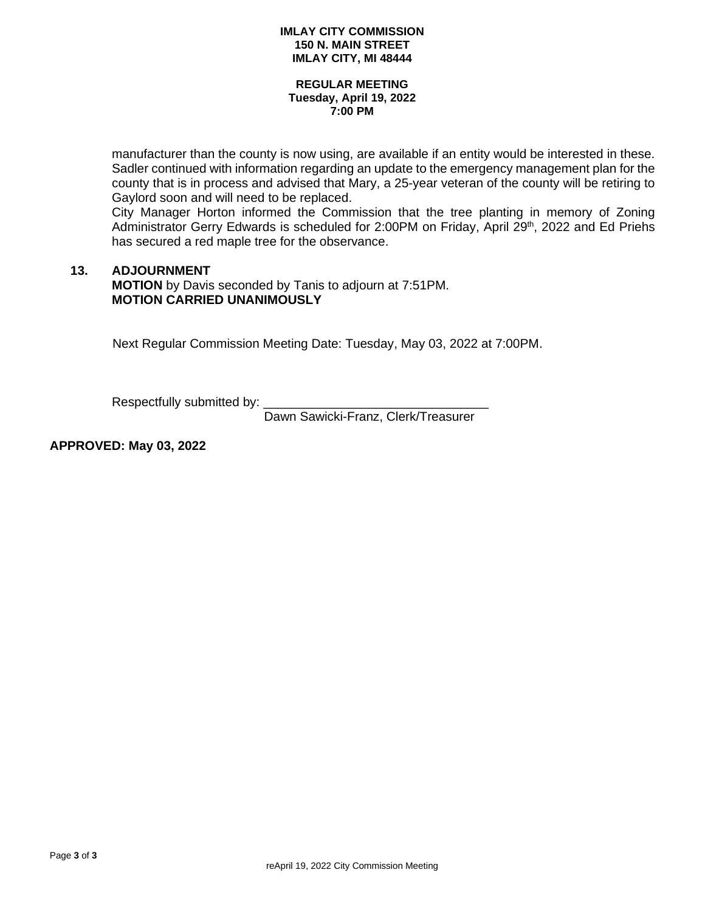manufacturer than the county is now using, are available if an entity would be interested in these. Sadler continued with information regarding an update to the emergency management plan for the county that is in process and advised that Mary, a 25-year veteran of the county will be retiring to Gaylord soon and will need to be replaced.

City Manager Horton informed the Commission that the tree planting in memory of Zoning Administrator Gerry Edwards is scheduled for 2:00PM on Friday, April 29th, 2022 and Ed Priehs has secured a red maple tree for the observance.

**13. ADJOURNMENT**

**MOTION** by Davis seconded by Tanis to adjourn at 7:51PM.
**MOTION CARRIED UNANIMOUSLY**

Next Regular Commission Meeting Date: Tuesday, May 03, 2022 at 7:00PM.

Respectfully submitted by: _______________________________
Dawn Sawicki-Franz, Clerk/Treasurer

**APPROVED: May 03, 2022**